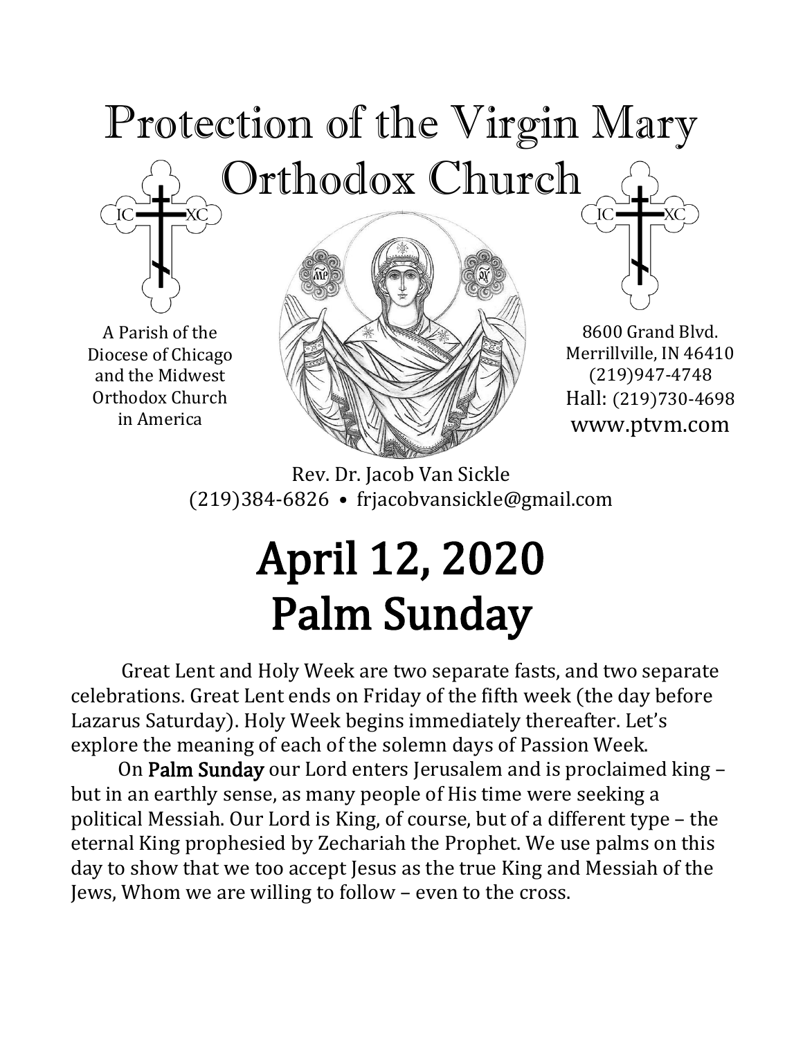# Protection of the Virgin Mary Orthodox Church

A Parish of the Diocese of Chicago and the Midwest Orthodox Church in America

8600 Grand Blvd.
Merrillville, IN 46410
(219)947-4748
Hall: (219)730-4698
www.ptvm.com

Rev. Dr. Jacob Van Sickle
(219)384-6826 • frjacobvansickle@gmail.com

# April 12, 2020
# Palm Sunday

Great Lent and Holy Week are two separate fasts, and two separate celebrations. Great Lent ends on Friday of the fifth week (the day before Lazarus Saturday). Holy Week begins immediately thereafter. Let's explore the meaning of each of the solemn days of Passion Week.

On **Palm Sunday** our Lord enters Jerusalem and is proclaimed king – but in an earthly sense, as many people of His time were seeking a political Messiah. Our Lord is King, of course, but of a different type – the eternal King prophesied by Zechariah the Prophet. We use palms on this day to show that we too accept Jesus as the true King and Messiah of the Jews, Whom we are willing to follow – even to the cross.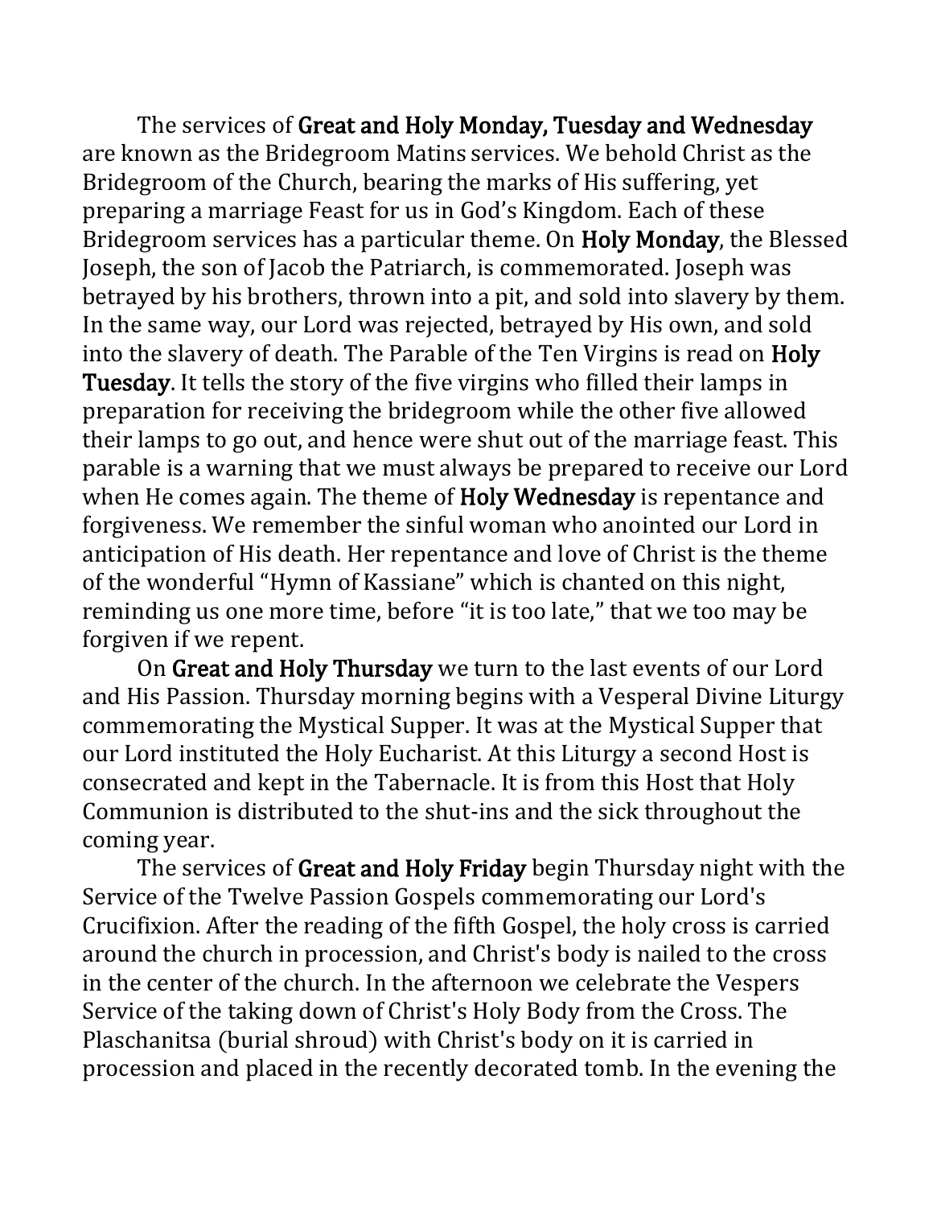The services of **Great and Holy Monday, Tuesday and Wednesday** are known as the Bridegroom Matins services. We behold Christ as the Bridegroom of the Church, bearing the marks of His suffering, yet preparing a marriage Feast for us in God's Kingdom. Each of these Bridegroom services has a particular theme. On **Holy Monday**, the Blessed Joseph, the son of Jacob the Patriarch, is commemorated. Joseph was betrayed by his brothers, thrown into a pit, and sold into slavery by them. In the same way, our Lord was rejected, betrayed by His own, and sold into the slavery of death. The Parable of the Ten Virgins is read on **Holy Tuesday**. It tells the story of the five virgins who filled their lamps in preparation for receiving the bridegroom while the other five allowed their lamps to go out, and hence were shut out of the marriage feast. This parable is a warning that we must always be prepared to receive our Lord when He comes again. The theme of **Holy Wednesday** is repentance and forgiveness. We remember the sinful woman who anointed our Lord in anticipation of His death. Her repentance and love of Christ is the theme of the wonderful "Hymn of Kassiane" which is chanted on this night, reminding us one more time, before "it is too late," that we too may be forgiven if we repent.

On **Great and Holy Thursday** we turn to the last events of our Lord and His Passion. Thursday morning begins with a Vesperal Divine Liturgy commemorating the Mystical Supper. It was at the Mystical Supper that our Lord instituted the Holy Eucharist. At this Liturgy a second Host is consecrated and kept in the Tabernacle. It is from this Host that Holy Communion is distributed to the shut-ins and the sick throughout the coming year.

The services of **Great and Holy Friday** begin Thursday night with the Service of the Twelve Passion Gospels commemorating our Lord's Crucifixion. After the reading of the fifth Gospel, the holy cross is carried around the church in procession, and Christ's body is nailed to the cross in the center of the church. In the afternoon we celebrate the Vespers Service of the taking down of Christ's Holy Body from the Cross. The Plaschanitsa (burial shroud) with Christ's body on it is carried in procession and placed in the recently decorated tomb. In the evening the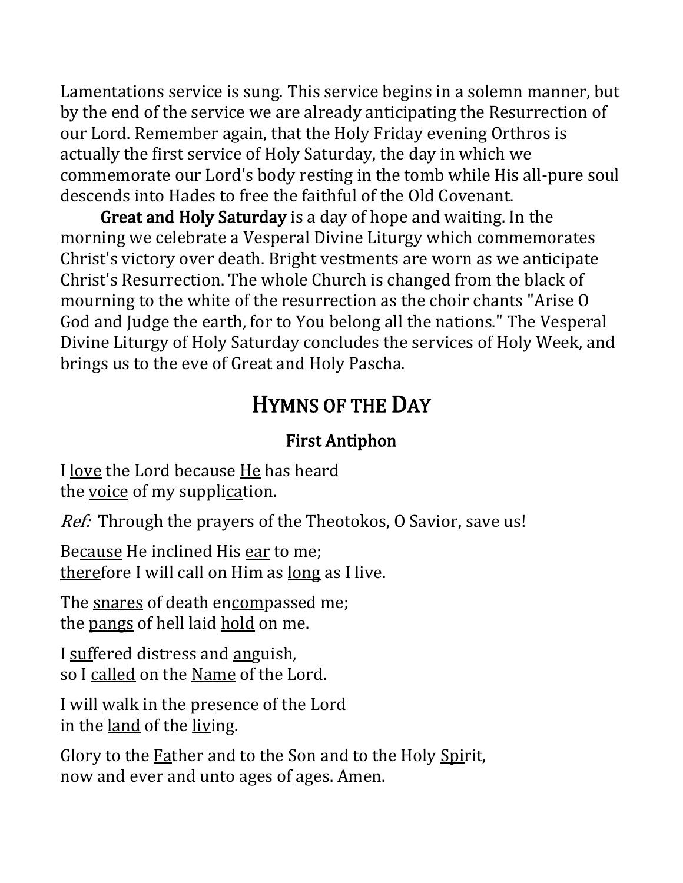Lamentations service is sung. This service begins in a solemn manner, but by the end of the service we are already anticipating the Resurrection of our Lord. Remember again, that the Holy Friday evening Orthros is actually the first service of Holy Saturday, the day in which we commemorate our Lord's body resting in the tomb while His all-pure soul descends into Hades to free the faithful of the Old Covenant.

**Great and Holy Saturday** is a day of hope and waiting. In the morning we celebrate a Vesperal Divine Liturgy which commemorates Christ's victory over death. Bright vestments are worn as we anticipate Christ's Resurrection. The whole Church is changed from the black of mourning to the white of the resurrection as the choir chants "Arise O God and Judge the earth, for to You belong all the nations." The Vesperal Divine Liturgy of Holy Saturday concludes the services of Holy Week, and brings us to the eve of Great and Holy Pascha.

# HYMNS OF THE DAY

## First Antiphon

I <u>love</u> the Lord because <u>He</u> has heard
the <u>voice</u> of my suppli<u>ca</u>tion.

*Ref:* Through the prayers of the Theotokos, O Savior, save us!

Be<u>cause</u> He inclined His <u>ear</u> to me;
<u>there</u>fore I will call on Him as <u>long</u> as I live.

The <u>snares</u> of death en<u>com</u>passed me;
the <u>pangs</u> of hell laid <u>hold</u> on me.

I <u>suf</u>fered distress and <u>an</u>guish,
so I <u>called</u> on the <u>Name</u> of the Lord.

I will <u>walk</u> in the <u>pre</u>sence of the Lord
in the <u>land</u> of the <u>liv</u>ing.

Glory to the <u>Fa</u>ther and to the Son and to the Holy <u>Spi</u>rit,
now and <u>ev</u>er and unto ages of <u>ag</u>es. Amen.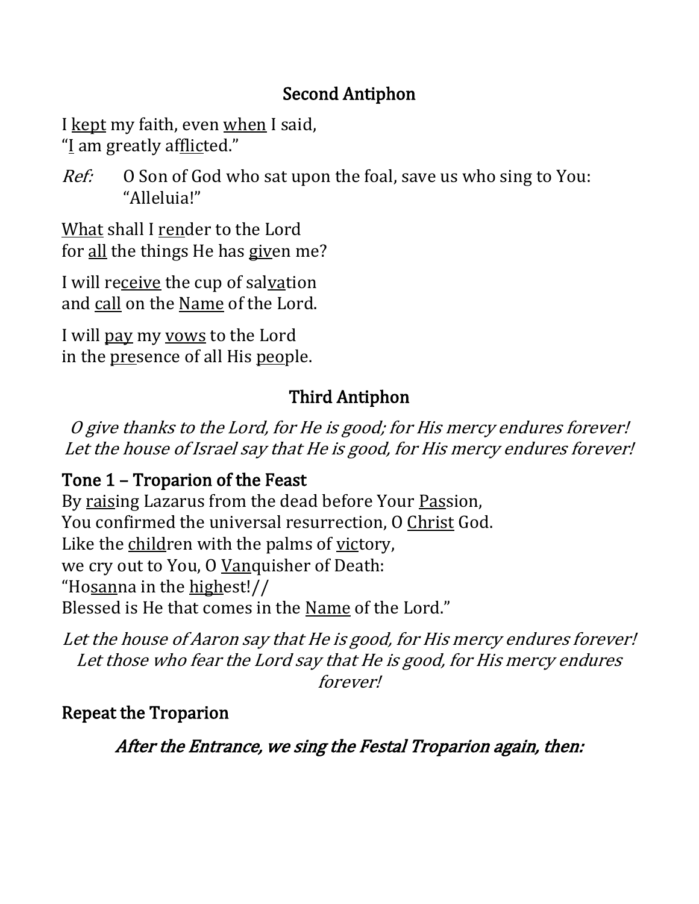## Second Antiphon

I <u>kept</u> my faith, even <u>when</u> I said,
"<u>I</u> am greatly af<u>flic</u>ted."

*Ref:* O Son of God who sat upon the foal, save us who sing to You: "Alleluia!"

<u>What</u> shall I <u>ren</u>der to the Lord
for <u>all</u> the things He has <u>giv</u>en me?

I will re<u>ceive</u> the cup of sal<u>va</u>tion
and <u>call</u> on the <u>Name</u> of the Lord.

I will <u>pay</u> my <u>vows</u> to the Lord
in the <u>pre</u>sence of all His <u>peo</u>ple.

## Third Antiphon

*O give thanks to the Lord, for He is good; for His mercy endures forever!*
*Let the house of Israel say that He is good, for His mercy endures forever!*

### Tone 1 – Troparion of the Feast

By <u>rais</u>ing Lazarus from the dead before Your <u>Pas</u>sion,
You confirmed the universal resurrection, O <u>Christ</u> God.
Like the <u>child</u>ren with the palms of <u>vic</u>tory,
we cry out to You, O <u>Van</u>quisher of Death:
"Ho<u>san</u>na in the <u>high</u>est!//
Blessed is He that comes in the <u>Name</u> of the Lord."

*Let the house of Aaron say that He is good, for His mercy endures forever!*
*Let those who fear the Lord say that He is good, for His mercy endures forever!*

### Repeat the Troparion

*After the Entrance, we sing the Festal Troparion again, then:*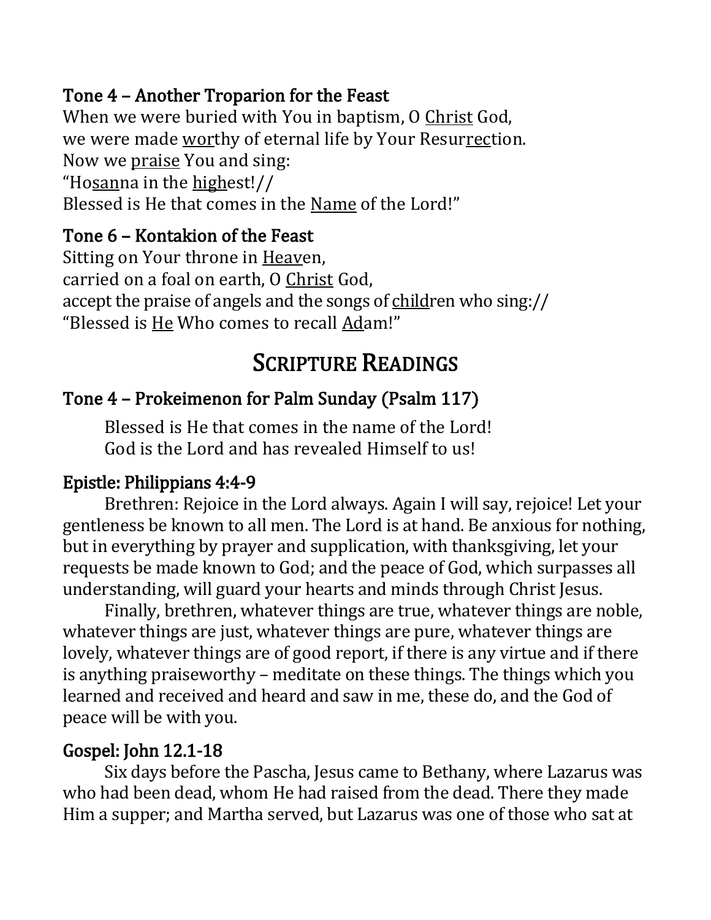### Tone 4 – Another Troparion for the Feast

When we were buried with You in baptism, O <u>Christ</u> God,
we were made <u>wor</u>thy of eternal life by Your Resur<u>rec</u>tion.
Now we <u>praise</u> You and sing:
"Ho<u>san</u>na in the <u>high</u>est!//
Blessed is He that comes in the <u>Name</u> of the Lord!"

### Tone 6 – Kontakion of the Feast

Sitting on Your throne in <u>Heav</u>en,
carried on a foal on earth, O <u>Christ</u> God,
accept the praise of angels and the songs of <u>child</u>ren who sing://
"Blessed is <u>He</u> Who comes to recall <u>Ad</u>am!"

## Scripture Readings

### Tone 4 – Prokeimenon for Palm Sunday (Psalm 117)

Blessed is He that comes in the name of the Lord!
God is the Lord and has revealed Himself to us!

### Epistle: Philippians 4:4-9

Brethren: Rejoice in the Lord always. Again I will say, rejoice! Let your gentleness be known to all men. The Lord is at hand. Be anxious for nothing, but in everything by prayer and supplication, with thanksgiving, let your requests be made known to God; and the peace of God, which surpasses all understanding, will guard your hearts and minds through Christ Jesus.

Finally, brethren, whatever things are true, whatever things are noble, whatever things are just, whatever things are pure, whatever things are lovely, whatever things are of good report, if there is any virtue and if there is anything praiseworthy – meditate on these things. The things which you learned and received and heard and saw in me, these do, and the God of peace will be with you.

### Gospel: John 12.1-18

Six days before the Pascha, Jesus came to Bethany, where Lazarus was who had been dead, whom He had raised from the dead. There they made Him a supper; and Martha served, but Lazarus was one of those who sat at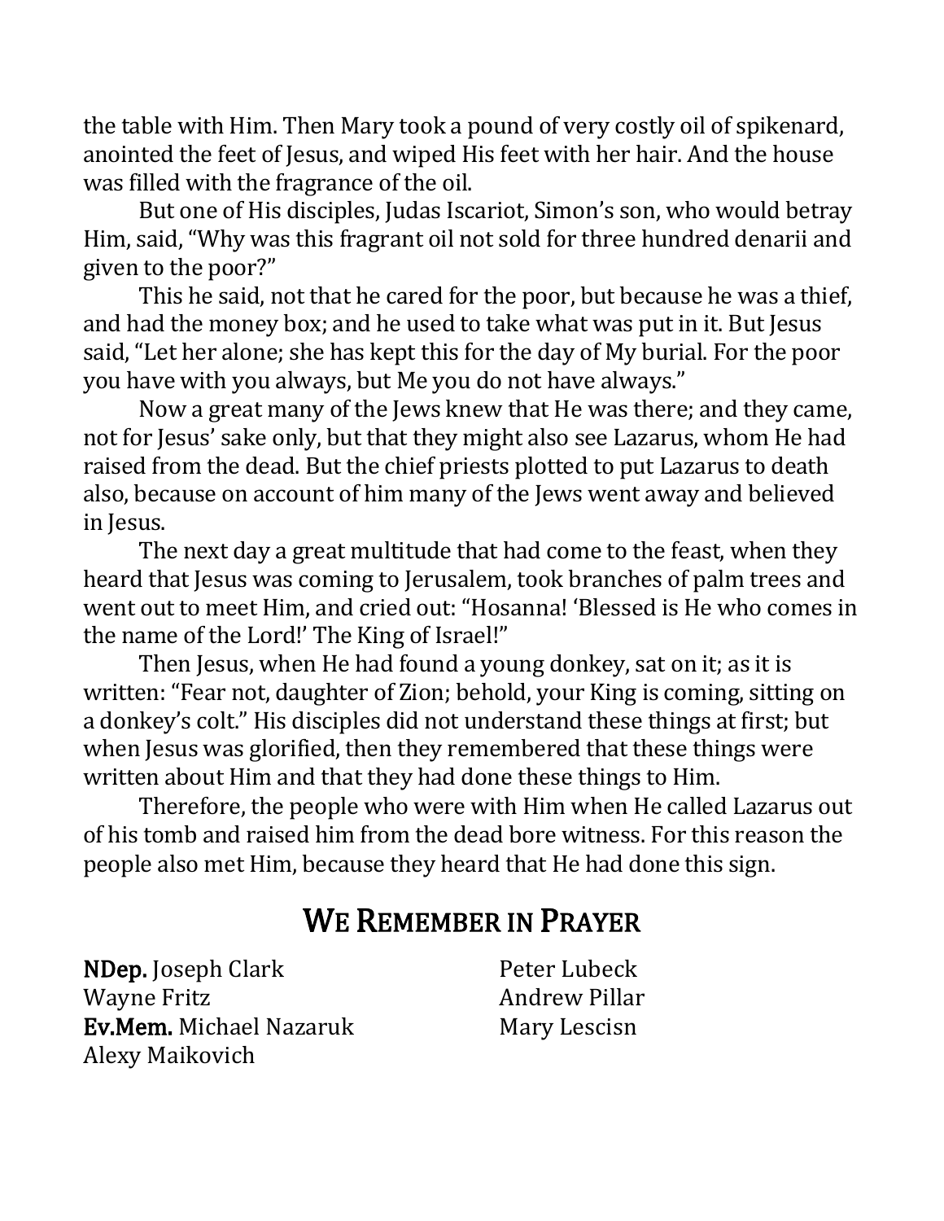the table with Him. Then Mary took a pound of very costly oil of spikenard, anointed the feet of Jesus, and wiped His feet with her hair. And the house was filled with the fragrance of the oil.

But one of His disciples, Judas Iscariot, Simon's son, who would betray Him, said, "Why was this fragrant oil not sold for three hundred denarii and given to the poor?"

This he said, not that he cared for the poor, but because he was a thief, and had the money box; and he used to take what was put in it. But Jesus said, "Let her alone; she has kept this for the day of My burial. For the poor you have with you always, but Me you do not have always."

Now a great many of the Jews knew that He was there; and they came, not for Jesus' sake only, but that they might also see Lazarus, whom He had raised from the dead. But the chief priests plotted to put Lazarus to death also, because on account of him many of the Jews went away and believed in Jesus.

The next day a great multitude that had come to the feast, when they heard that Jesus was coming to Jerusalem, took branches of palm trees and went out to meet Him, and cried out: "Hosanna! 'Blessed is He who comes in the name of the Lord!' The King of Israel!"

Then Jesus, when He had found a young donkey, sat on it; as it is written: "Fear not, daughter of Zion; behold, your King is coming, sitting on a donkey's colt." His disciples did not understand these things at first; but when Jesus was glorified, then they remembered that these things were written about Him and that they had done these things to Him.

Therefore, the people who were with Him when He called Lazarus out of his tomb and raised him from the dead bore witness. For this reason the people also met Him, because they heard that He had done this sign.

## We Remember in Prayer

**NDep.** Joseph Clark
Wayne Fritz
**Ev.Mem.** Michael Nazaruk
Alexy Maikovich
Peter Lubeck
Andrew Pillar
Mary Lescisn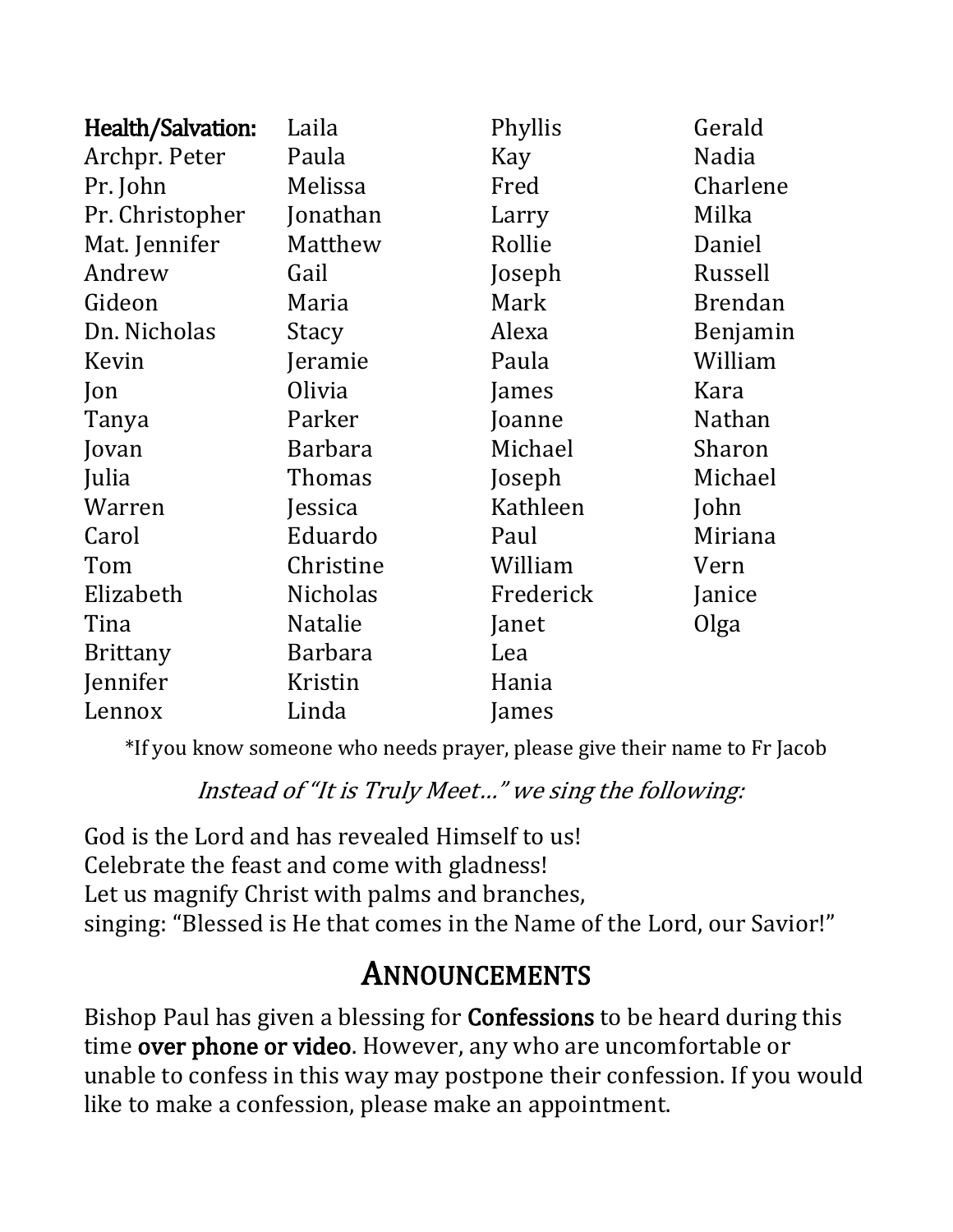**Health/Salvation:**
Archpr. Peter
Pr. John
Pr. Christopher
Mat. Jennifer
Andrew
Gideon
Dn. Nicholas
Kevin
Jon
Tanya
Jovan
Julia
Warren
Carol
Tom
Elizabeth
Tina
Brittany
Jennifer
Lennox
Laila
Paula
Melissa
Jonathan
Matthew
Gail
Maria
Stacy
Jeramie
Olivia
Parker
Barbara
Thomas
Jessica
Eduardo
Christine
Nicholas
Natalie
Barbara
Kristin
Linda
Phyllis
Kay
Fred
Larry
Rollie
Joseph
Mark
Alexa
Paula
James
Joanne
Michael
Joseph
Kathleen
Paul
William
Frederick
Janet
Lea
Hania
James
Gerald
Nadia
Charlene
Milka
Daniel
Russell
Brendan
Benjamin
William
Kara
Nathan
Sharon
Michael
John
Miriana
Vern
Janice
Olga

*If you know someone who needs prayer, please give their name to Fr Jacob

*Instead of "It is Truly Meet…" we sing the following:*

God is the Lord and has revealed Himself to us!
Celebrate the feast and come with gladness!
Let us magnify Christ with palms and branches,
singing: "Blessed is He that comes in the Name of the Lord, our Savior!"

## Announcements

Bishop Paul has given a blessing for **Confessions** to be heard during this time **over phone or video**. However, any who are uncomfortable or unable to confess in this way may postpone their confession. If you would like to make a confession, please make an appointment.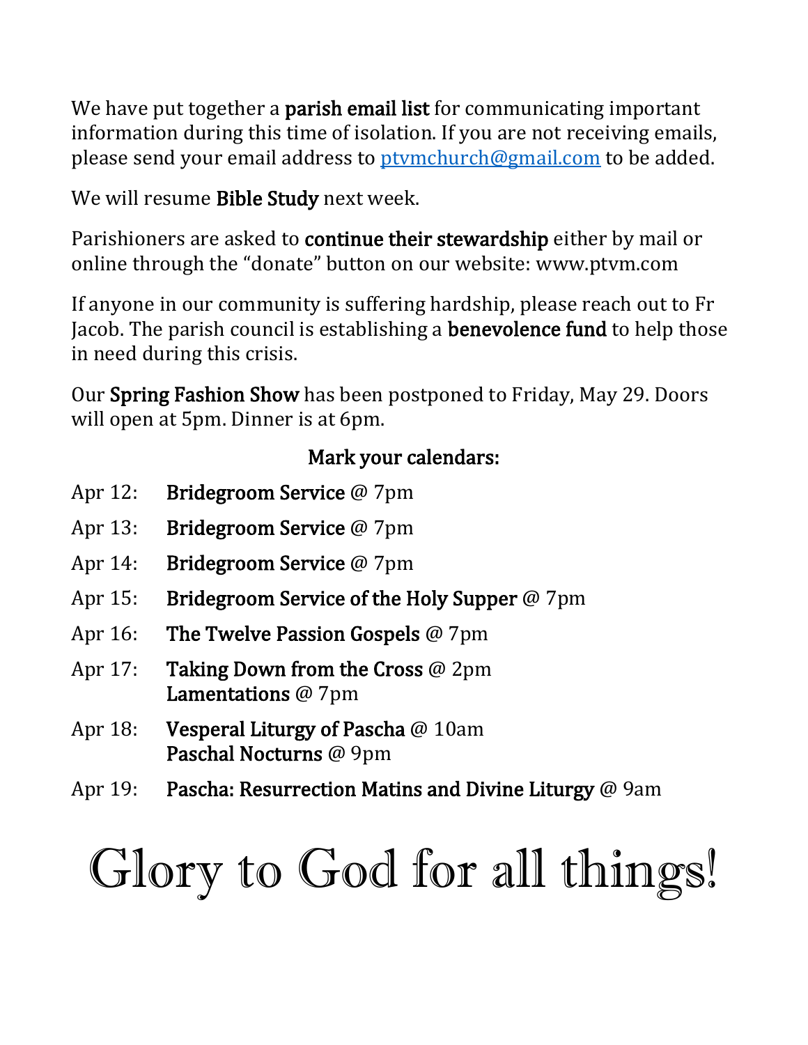We have put together a **parish email list** for communicating important information during this time of isolation. If you are not receiving emails, please send your email address to ptvmchurch@gmail.com to be added.

We will resume **Bible Study** next week.

Parishioners are asked to **continue their stewardship** either by mail or online through the "donate" button on our website: www.ptvm.com

If anyone in our community is suffering hardship, please reach out to Fr Jacob. The parish council is establishing a **benevolence fund** to help those in need during this crisis.

Our **Spring Fashion Show** has been postponed to Friday, May 29. Doors will open at 5pm. Dinner is at 6pm.

**Mark your calendars:**

Apr 12: **Bridegroom Service** @ 7pm

Apr 13: **Bridegroom Service** @ 7pm

Apr 14: **Bridegroom Service** @ 7pm

Apr 15: **Bridegroom Service of the Holy Supper** @ 7pm

Apr 16: **The Twelve Passion Gospels** @ 7pm

Apr 17: **Taking Down from the Cross** @ 2pm
**Lamentations** @ 7pm

Apr 18: **Vesperal Liturgy of Pascha** @ 10am
**Paschal Nocturns** @ 9pm

Apr 19: **Pascha: Resurrection Matins and Divine Liturgy** @ 9am

# Glory to God for all things!